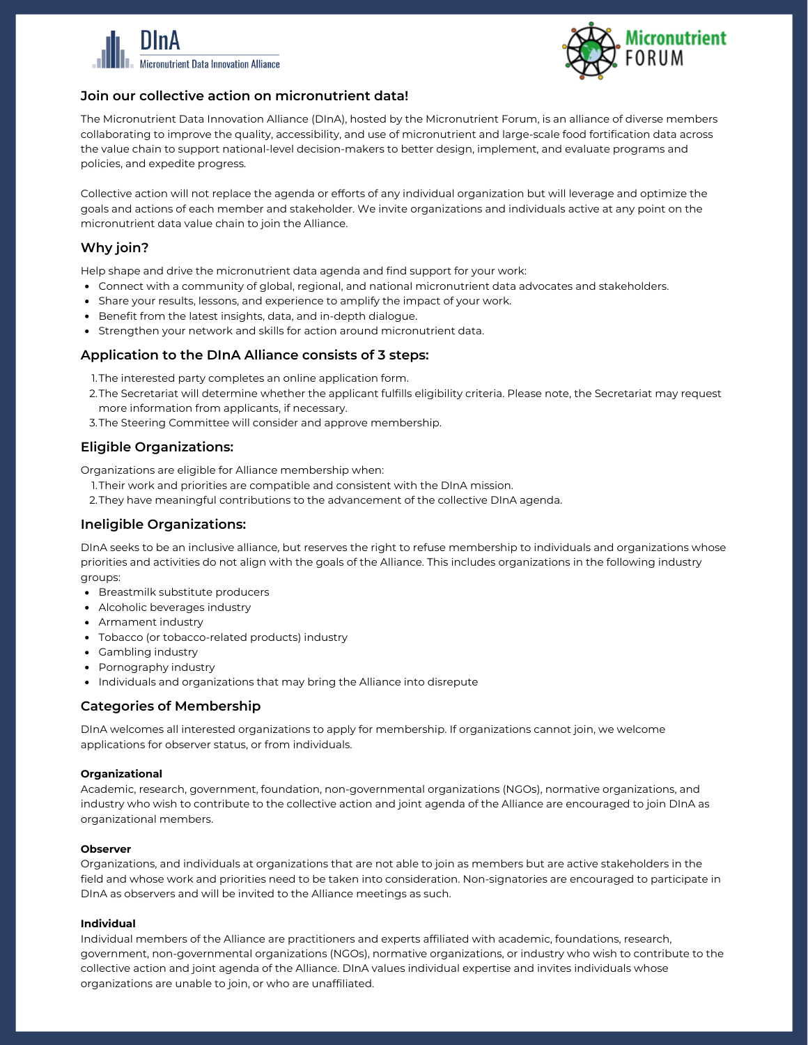DInA
Micronutrient Data Innovation Alliance

Micronutrient FORUM

## Join our collective action on micronutrient data!

The Micronutrient Data Innovation Alliance (DInA), hosted by the Micronutrient Forum, is an alliance of diverse members collaborating to improve the quality, accessibility, and use of micronutrient and large-scale food fortification data across the value chain to support national-level decision-makers to better design, implement, and evaluate programs and policies, and expedite progress.

Collective action will not replace the agenda or efforts of any individual organization but will leverage and optimize the goals and actions of each member and stakeholder. We invite organizations and individuals active at any point on the micronutrient data value chain to join the Alliance.

## Why join?

Help shape and drive the micronutrient data agenda and find support for your work:

- Connect with a community of global, regional, and national micronutrient data advocates and stakeholders.
- Share your results, lessons, and experience to amplify the impact of your work.
- Benefit from the latest insights, data, and in-depth dialogue.
- Strengthen your network and skills for action around micronutrient data.

## Application to the DInA Alliance consists of 3 steps:

1. The interested party completes an online application form.
2. The Secretariat will determine whether the applicant fulfills eligibility criteria. Please note, the Secretariat may request more information from applicants, if necessary.
3. The Steering Committee will consider and approve membership.

## Eligible Organizations:

Organizations are eligible for Alliance membership when:

1. Their work and priorities are compatible and consistent with the DInA mission.
2. They have meaningful contributions to the advancement of the collective DInA agenda.

## Ineligible Organizations:

DInA seeks to be an inclusive alliance, but reserves the right to refuse membership to individuals and organizations whose priorities and activities do not align with the goals of the Alliance. This includes organizations in the following industry groups:

- Breastmilk substitute producers
- Alcoholic beverages industry
- Armament industry
- Tobacco (or tobacco-related products) industry
- Gambling industry
- Pornography industry
- Individuals and organizations that may bring the Alliance into disrepute

## Categories of Membership

DInA welcomes all interested organizations to apply for membership. If organizations cannot join, we welcome applications for observer status, or from individuals.

**Organizational**
Academic, research, government, foundation, non-governmental organizations (NGOs), normative organizations, and industry who wish to contribute to the collective action and joint agenda of the Alliance are encouraged to join DInA as organizational members.

**Observer**
Organizations, and individuals at organizations that are not able to join as members but are active stakeholders in the field and whose work and priorities need to be taken into consideration. Non-signatories are encouraged to participate in DInA as observers and will be invited to the Alliance meetings as such.

**Individual**
Individual members of the Alliance are practitioners and experts affiliated with academic, foundations, research, government, non-governmental organizations (NGOs), normative organizations, or industry who wish to contribute to the collective action and joint agenda of the Alliance. DInA values individual expertise and invites individuals whose organizations are unable to join, or who are unaffiliated.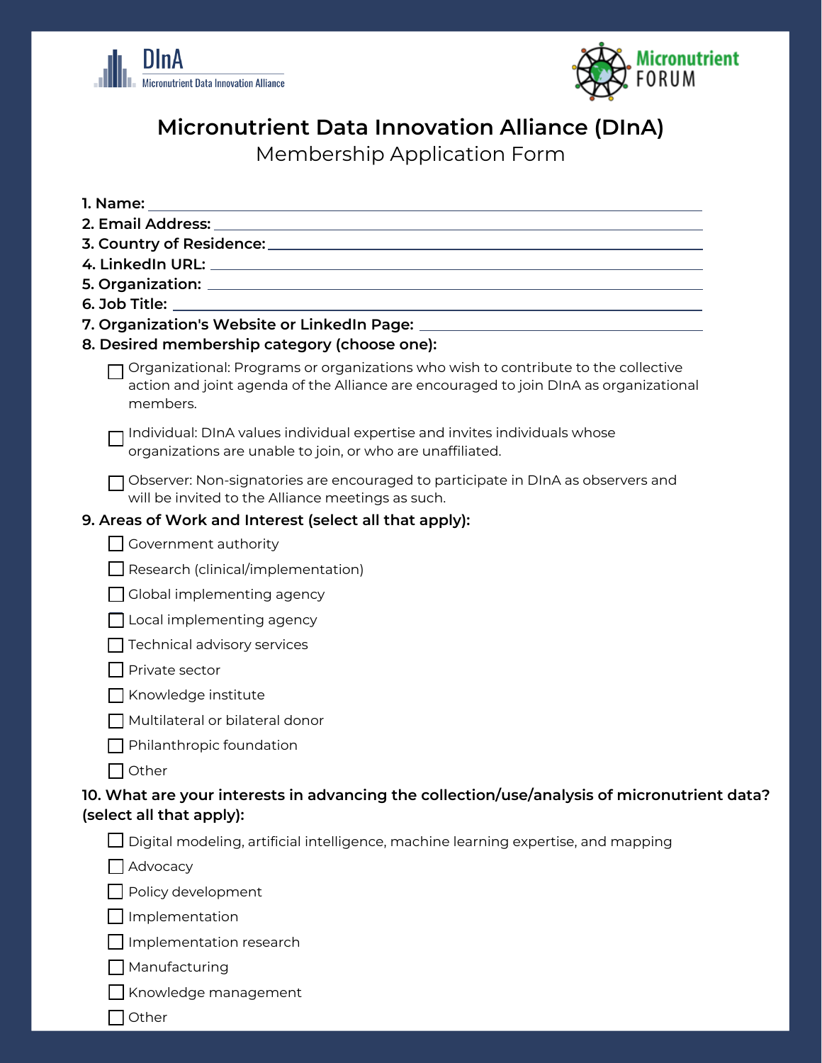DInA
Micronutrient Data Innovation Alliance

Micronutrient FORUM

# Micronutrient Data Innovation Alliance (DInA)

## Membership Application Form

**1. Name:** ______________________________

**2. Email Address:** ______________________________

**3. Country of Residence:** ______________________________

**4. LinkedIn URL:** ______________________________

**5. Organization:** ______________________________

**6. Job Title:** ______________________________

**7. Organization's Website or LinkedIn Page:** ______________________________

**8. Desired membership category (choose one):**

- [ ] Organizational: Programs or organizations who wish to contribute to the collective action and joint agenda of the Alliance are encouraged to join DInA as organizational members.
- [ ] Individual: DInA values individual expertise and invites individuals whose organizations are unable to join, or who are unaffiliated.
- [ ] Observer: Non-signatories are encouraged to participate in DInA as observers and will be invited to the Alliance meetings as such.

**9. Areas of Work and Interest (select all that apply):**

- [ ] Government authority
- [ ] Research (clinical/implementation)
- [ ] Global implementing agency
- [ ] Local implementing agency
- [ ] Technical advisory services
- [ ] Private sector
- [ ] Knowledge institute
- [ ] Multilateral or bilateral donor
- [ ] Philanthropic foundation
- [ ] Other

**10. What are your interests in advancing the collection/use/analysis of micronutrient data? (select all that apply):**

- [ ] Digital modeling, artificial intelligence, machine learning expertise, and mapping
- [ ] Advocacy
- [ ] Policy development
- [ ] Implementation
- [ ] Implementation research
- [ ] Manufacturing
- [ ] Knowledge management
- [ ] Other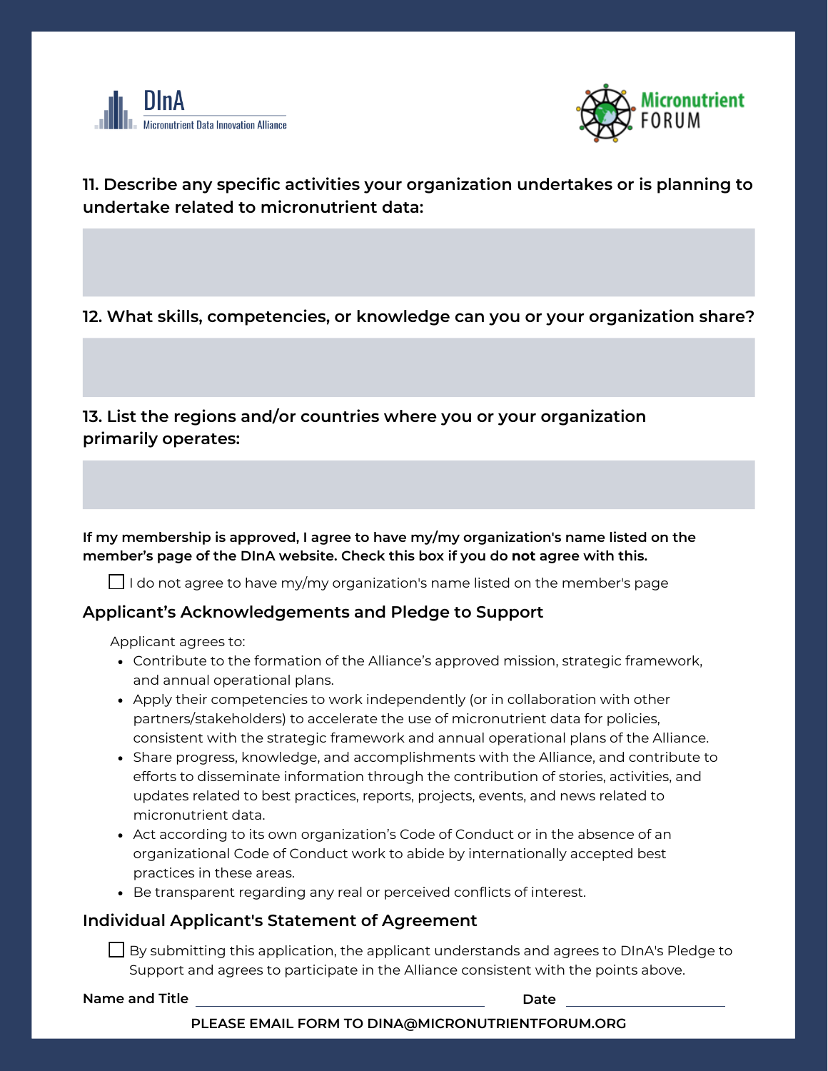DInA
Micronutrient Data Innovation Alliance

Micronutrient FORUM

**11. Describe any specific activities your organization undertakes or is planning to undertake related to micronutrient data:**

**12. What skills, competencies, or knowledge can you or your organization share?**

**13. List the regions and/or countries where you or your organization primarily operates:**

**If my membership is approved, I agree to have my/my organization's name listed on the member's page of the DInA website. Check this box if you do not agree with this.**

☐ I do not agree to have my/my organization's name listed on the member's page

## Applicant's Acknowledgements and Pledge to Support

Applicant agrees to:

- Contribute to the formation of the Alliance's approved mission, strategic framework, and annual operational plans.
- Apply their competencies to work independently (or in collaboration with other partners/stakeholders) to accelerate the use of micronutrient data for policies, consistent with the strategic framework and annual operational plans of the Alliance.
- Share progress, knowledge, and accomplishments with the Alliance, and contribute to efforts to disseminate information through the contribution of stories, activities, and updates related to best practices, reports, projects, events, and news related to micronutrient data.
- Act according to its own organization's Code of Conduct or in the absence of an organizational Code of Conduct work to abide by internationally accepted best practices in these areas.
- Be transparent regarding any real or perceived conflicts of interest.

## Individual Applicant's Statement of Agreement

☐ By submitting this application, the applicant understands and agrees to DInA's Pledge to Support and agrees to participate in the Alliance consistent with the points above.

**Name and Title** ______________________________ **Date** ____________________

**PLEASE EMAIL FORM TO DINA@MICRONUTRIENTFORUM.ORG**